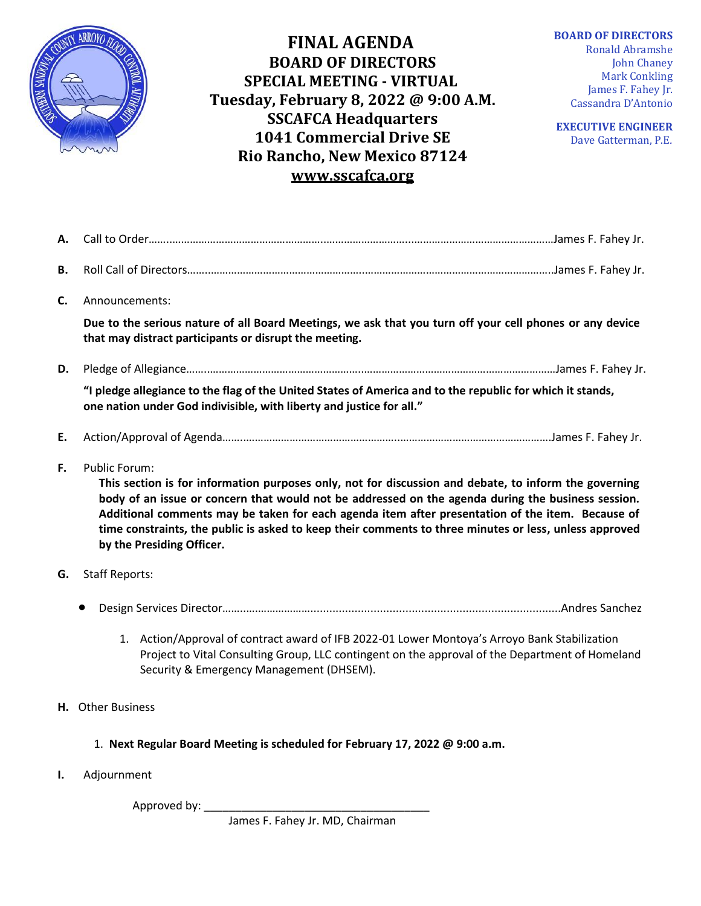# FINAL AGENDA
## BOARD OF DIRECTORS
## SPECIAL MEETING - VIRTUAL
## Tuesday, February 8, 2022 @ 9:00 A.M.
## SSCAFCA Headquarters
## 1041 Commercial Drive SE
## Rio Rancho, New Mexico 87124
## www.sscafca.org

**BOARD OF DIRECTORS**
Ronald Abramshe
John Chaney
Mark Conkling
James F. Fahey Jr.
Cassandra D'Antonio

**EXECUTIVE ENGINEER**
Dave Gatterman, P.E.

**A.** Call to Order……………………………………………………………James F. Fahey Jr.

**B.** Roll Call of Directors……………………………………………………James F. Fahey Jr.

**C.** Announcements:

**Due to the serious nature of all Board Meetings, we ask that you turn off your cell phones or any device that may distract participants or disrupt the meeting.**

**D.** Pledge of Allegiance……………………………………………………James F. Fahey Jr.

**"I pledge allegiance to the flag of the United States of America and to the republic for which it stands, one nation under God indivisible, with liberty and justice for all."**

**E.** Action/Approval of Agenda………………………………………………James F. Fahey Jr.

**F.** Public Forum:

**This section is for information purposes only, not for discussion and debate, to inform the governing body of an issue or concern that would not be addressed on the agenda during the business session. Additional comments may be taken for each agenda item after presentation of the item. Because of time constraints, the public is asked to keep their comments to three minutes or less, unless approved by the Presiding Officer.**

**G.** Staff Reports:

- Design Services Director……………………………………………………Andres Sanchez

  1. Action/Approval of contract award of IFB 2022-01 Lower Montoya's Arroyo Bank Stabilization Project to Vital Consulting Group, LLC contingent on the approval of the Department of Homeland Security & Emergency Management (DHSEM).

**H.** Other Business

1. **Next Regular Board Meeting is scheduled for February 17, 2022 @ 9:00 a.m.**

**I.** Adjournment

Approved by: ___________________________________
James F. Fahey Jr. MD, Chairman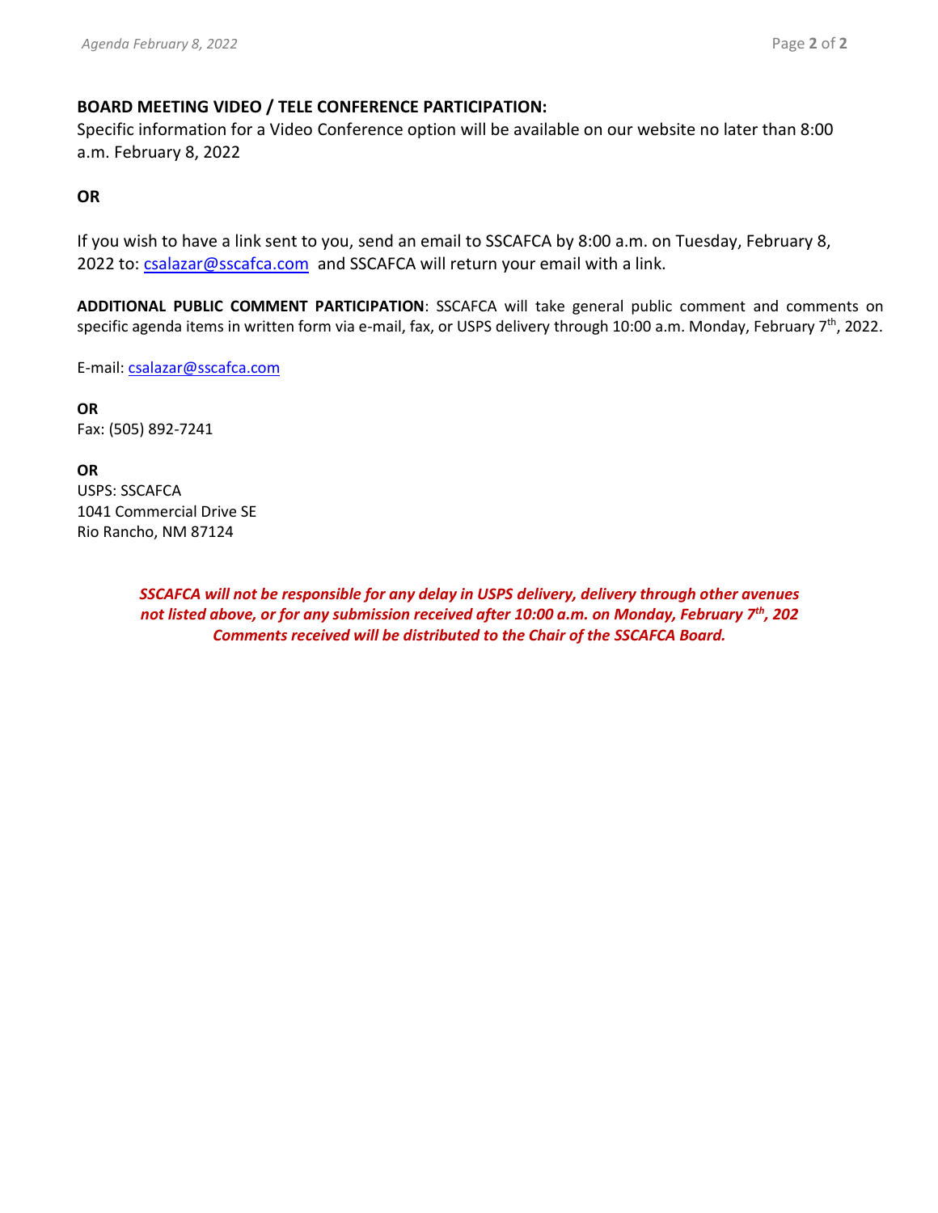**BOARD MEETING VIDEO / TELE CONFERENCE PARTICIPATION:**
Specific information for a Video Conference option will be available on our website no later than 8:00 a.m. February 8, 2022

**OR**

If you wish to have a link sent to you, send an email to SSCAFCA by 8:00 a.m. on Tuesday, February 8, 2022 to: csalazar@sscafca.com and SSCAFCA will return your email with a link.

**ADDITIONAL PUBLIC COMMENT PARTICIPATION**: SSCAFCA will take general public comment and comments on specific agenda items in written form via e-mail, fax, or USPS delivery through 10:00 a.m. Monday, February 7th, 2022.

E-mail: csalazar@sscafca.com

**OR**
Fax: (505) 892-7241

**OR**
USPS: SSCAFCA
1041 Commercial Drive SE
Rio Rancho, NM 87124

***SSCAFCA will not be responsible for any delay in USPS delivery, delivery through other avenues not listed above, or for any submission received after 10:00 a.m. on Monday, February 7th, 202 Comments received will be distributed to the Chair of the SSCAFCA Board.***